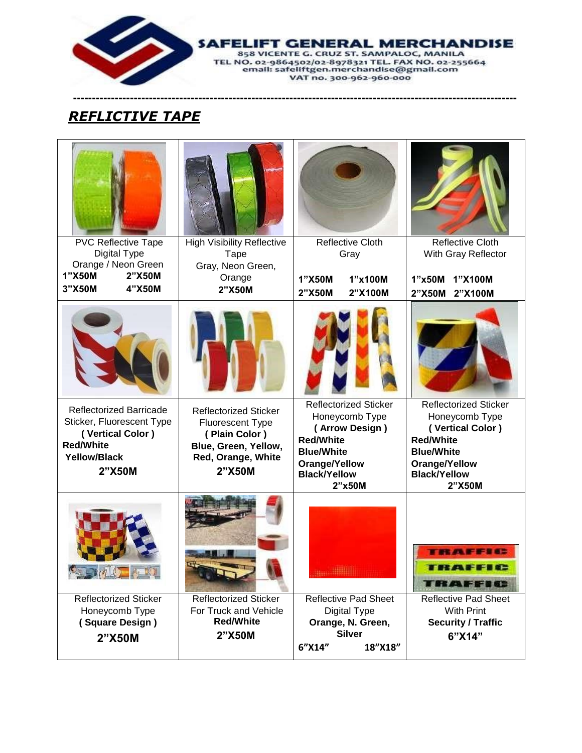**SAFELIFT GENERAL MERCHANDISE**
858 VICENTE G. CRUZ ST. SAMPALOC, MANILA
TEL NO. 02-9864502/02-8978321 TEL. FAX NO. 02-255664
email: safeliftgen.merchandise@gmail.com
VAT no. 300-962-960-000

---

## *REFLICTIVE TAPE*

| | | | |
|---|---|---|---|
| PVC Reflective Tape<br>Digital Type<br>Orange / Neon Green<br>**1"X50M 2"X50M**<br>**3"X50M 4"X50M** | High Visibility Reflective Tape<br>Gray, Neon Green, Orange<br>**2"X50M** | Reflective Cloth<br>Gray<br>**1"X50M 1"x100M**<br>**2"X50M 2"X100M** | Reflective Cloth<br>With Gray Reflector<br>**1"x50M 1"X100M**<br>**2"X50M 2"X100M** |
| Reflectorized Barricade Sticker, Fluorescent Type<br>**( Vertical Color )**<br>**Red/White**<br>**Yellow/Black**<br>**2"X50M** | Reflectorized Sticker<br>Fluorescent Type<br>**( Plain Color )**<br>**Blue, Green, Yellow, Red, Orange, White**<br>**2"X50M** | Reflectorized Sticker<br>Honeycomb Type<br>**( Arrow Design )**<br>**Red/White**<br>**Blue/White**<br>**Orange/Yellow**<br>**Black/Yellow**<br>**2"x50M** | Reflectorized Sticker<br>Honeycomb Type<br>**( Vertical Color )**<br>**Red/White**<br>**Blue/White**<br>**Orange/Yellow**<br>**Black/Yellow**<br>**2"X50M** |
| Reflectorized Sticker<br>Honeycomb Type<br>**( Square Design )**<br>**2"X50M** | Reflectorized Sticker<br>For Truck and Vehicle<br>**Red/White**<br>**2"X50M** | Reflective Pad Sheet<br>Digital Type<br>**Orange, N. Green, Silver**<br>**6"X14" 18"X18"** | Reflective Pad Sheet<br>With Print<br>**Security / Traffic**<br>**6"X14"** |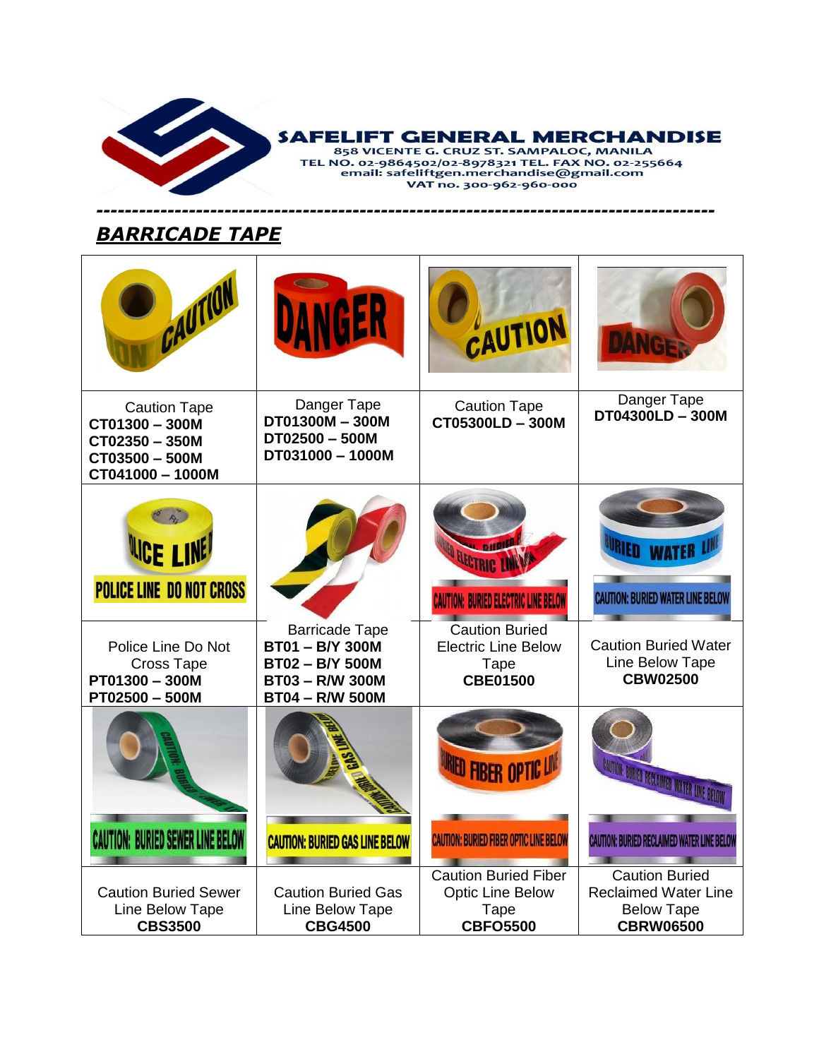**SAFELIFT GENERAL MERCHANDISE**
858 VICENTE G. CRUZ ST. SAMPALOC, MANILA
TEL NO. 02-9864502/02-8978321 TEL. FAX NO. 02-255664
email: safeliftgen.merchandise@gmail.com
VAT no. 300-962-960-000

---

## ***BARRICADE TAPE***

| | | | |
|---|---|---|---|
| Caution Tape<br>**CT01300 – 300M**<br>**CT02350 – 350M**<br>**CT03500 – 500M**<br>**CT041000 – 1000M** | Danger Tape<br>**DT01300M – 300M**<br>**DT02500 – 500M**<br>**DT031000 – 1000M** | Caution Tape<br>**CT05300LD – 300M** | Danger Tape<br>**DT04300LD – 300M** |
| Police Line Do Not Cross Tape<br>**PT01300 – 300M**<br>**PT02500 – 500M** | Barricade Tape<br>**BT01 – B/Y 300M**<br>**BT02 – B/Y 500M**<br>**BT03 – R/W 300M**<br>**BT04 – R/W 500M** | Caution Buried Electric Line Below Tape<br>**CBE01500** | Caution Buried Water Line Below Tape<br>**CBW02500** |
| Caution Buried Sewer Line Below Tape<br>**CBS3500** | Caution Buried Gas Line Below Tape<br>**CBG4500** | Caution Buried Fiber Optic Line Below Tape<br>**CBFO5500** | Caution Buried Reclaimed Water Line Below Tape<br>**CBRW06500** |